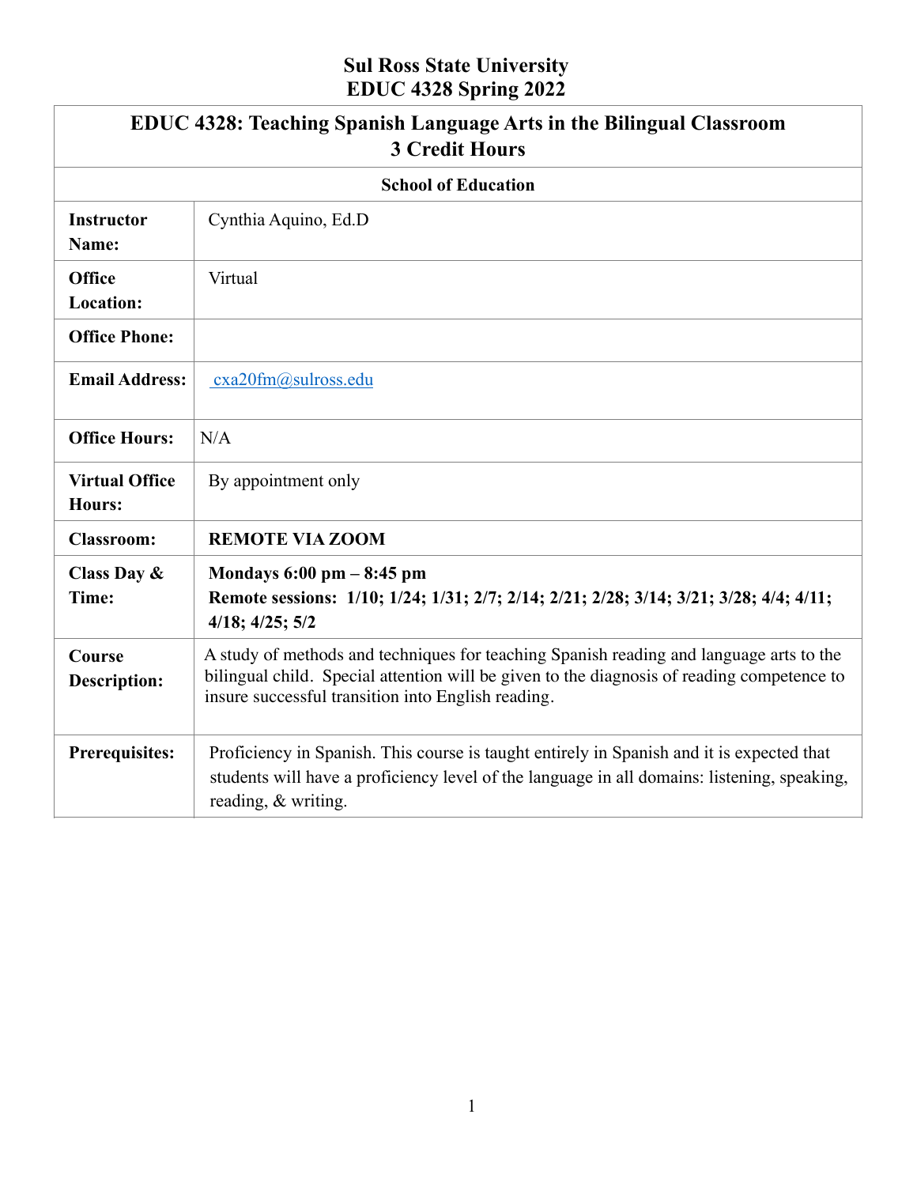# Sul Ross State University
# EDUC 4328 Spring 2022

| **EDUC 4328: Teaching Spanish Language Arts in the Bilingual Classroom<br>3 Credit Hours** | |
|---|---|
| **School of Education** | |
| **Instructor Name:** | Cynthia Aquino, Ed.D |
| **Office Location:** | Virtual |
| **Office Phone:** | |
| **Email Address:** | cxa20fm@sulross.edu |
| **Office Hours:** | N/A |
| **Virtual Office Hours:** | By appointment only |
| **Classroom:** | **REMOTE VIA ZOOM** |
| **Class Day & Time:** | **Mondays 6:00 pm – 8:45 pm**<br>**Remote sessions: 1/10; 1/24; 1/31; 2/7; 2/14; 2/21; 2/28; 3/14; 3/21; 3/28; 4/4; 4/11; 4/18; 4/25; 5/2** |
| **Course Description:** | A study of methods and techniques for teaching Spanish reading and language arts to the bilingual child. Special attention will be given to the diagnosis of reading competence to insure successful transition into English reading. |
| **Prerequisites:** | Proficiency in Spanish. This course is taught entirely in Spanish and it is expected that students will have a proficiency level of the language in all domains: listening, speaking, reading, & writing. |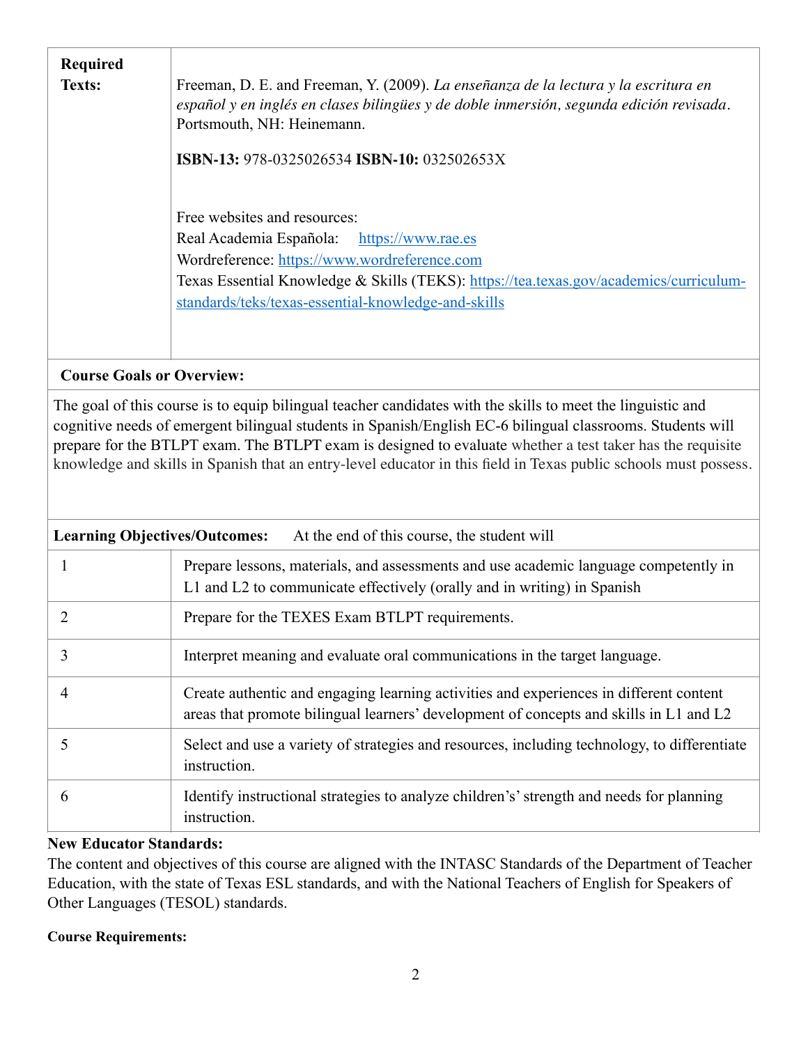| | |
|---|---|
| **Required Texts:** | Freeman, D. E. and Freeman, Y. (2009). *La enseñanza de la lectura y la escritura en español y en inglés en clases bilingües y de doble inmersión, segunda edición revisada*. Portsmouth, NH: Heinemann.<br><br>**ISBN-13:** 978-0325026534 **ISBN-10:** 032502653X<br><br>Free websites and resources:<br>Real Academia Española: [https://www.rae.es](https://www.rae.es)<br>Wordreference: [https://www.wordreference.com](https://www.wordreference.com)<br>Texas Essential Knowledge & Skills (TEKS): [https://tea.texas.gov/academics/curriculum-standards/teks/texas-essential-knowledge-and-skills](https://tea.texas.gov/academics/curriculum-standards/teks/texas-essential-knowledge-and-skills) |

**Course Goals or Overview:**

The goal of this course is to equip bilingual teacher candidates with the skills to meet the linguistic and cognitive needs of emergent bilingual students in Spanish/English EC-6 bilingual classrooms. Students will prepare for the BTLPT exam. The BTLPT exam is designed to evaluate whether a test taker has the requisite knowledge and skills in Spanish that an entry-level educator in this field in Texas public schools must possess.

**Learning Objectives/Outcomes:** At the end of this course, the student will

| | |
|---|---|
| 1 | Prepare lessons, materials, and assessments and use academic language competently in L1 and L2 to communicate effectively (orally and in writing) in Spanish |
| 2 | Prepare for the TEXES Exam BTLPT requirements. |
| 3 | Interpret meaning and evaluate oral communications in the target language. |
| 4 | Create authentic and engaging learning activities and experiences in different content areas that promote bilingual learners' development of concepts and skills in L1 and L2 |
| 5 | Select and use a variety of strategies and resources, including technology, to differentiate instruction. |
| 6 | Identify instructional strategies to analyze children's' strength and needs for planning instruction. |

**New Educator Standards:**

The content and objectives of this course are aligned with the INTASC Standards of the Department of Teacher Education, with the state of Texas ESL standards, and with the National Teachers of English for Speakers of Other Languages (TESOL) standards.

**Course Requirements:**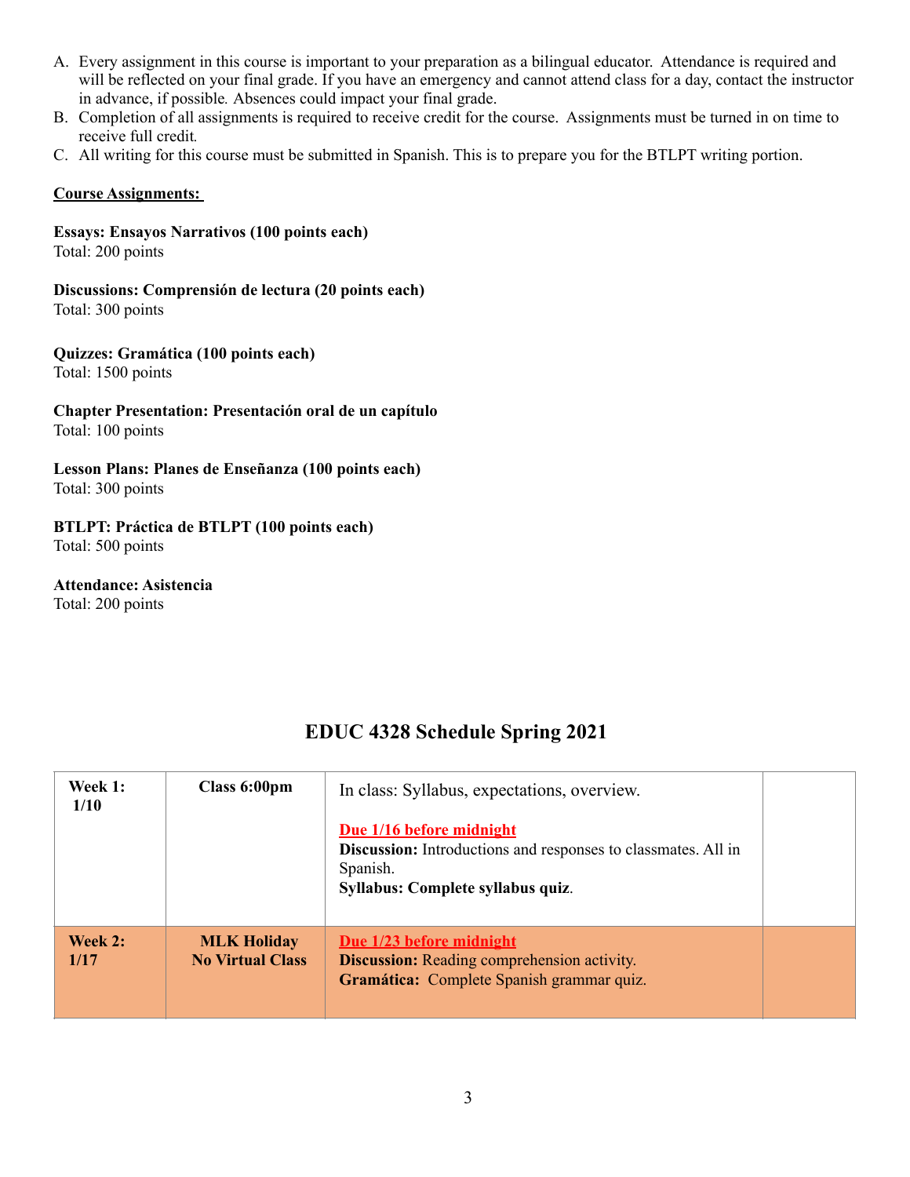A. Every assignment in this course is important to your preparation as a bilingual educator. Attendance is required and will be reflected on your final grade. If you have an emergency and cannot attend class for a day, contact the instructor in advance, if possible. Absences could impact your final grade.
B. Completion of all assignments is required to receive credit for the course. Assignments must be turned in on time to receive full credit.
C. All writing for this course must be submitted in Spanish. This is to prepare you for the BTLPT writing portion.

**Course Assignments:**

**Essays: Ensayos Narrativos (100 points each)**
Total: 200 points

**Discussions: Comprensión de lectura (20 points each)**
Total: 300 points

**Quizzes: Gramática (100 points each)**
Total: 1500 points

**Chapter Presentation: Presentación oral de un capítulo**
Total: 100 points

**Lesson Plans: Planes de Enseñanza (100 points each)**
Total: 300 points

**BTLPT: Práctica de BTLPT (100 points each)**
Total: 500 points

**Attendance: Asistencia**
Total: 200 points

## EDUC 4328 Schedule Spring 2021

| | | | |
|---|---|---|---|
| **Week 1: 1/10** | **Class 6:00pm** | In class: Syllabus, expectations, overview.<br><br>**Due 1/16 before midnight**<br>**Discussion:** Introductions and responses to classmates. All in Spanish.<br>**Syllabus: Complete syllabus quiz**. | |
| **Week 2: 1/17** | **MLK Holiday No Virtual Class** | **Due 1/23 before midnight**<br>**Discussion:** Reading comprehension activity.<br>**Gramática:** Complete Spanish grammar quiz. | |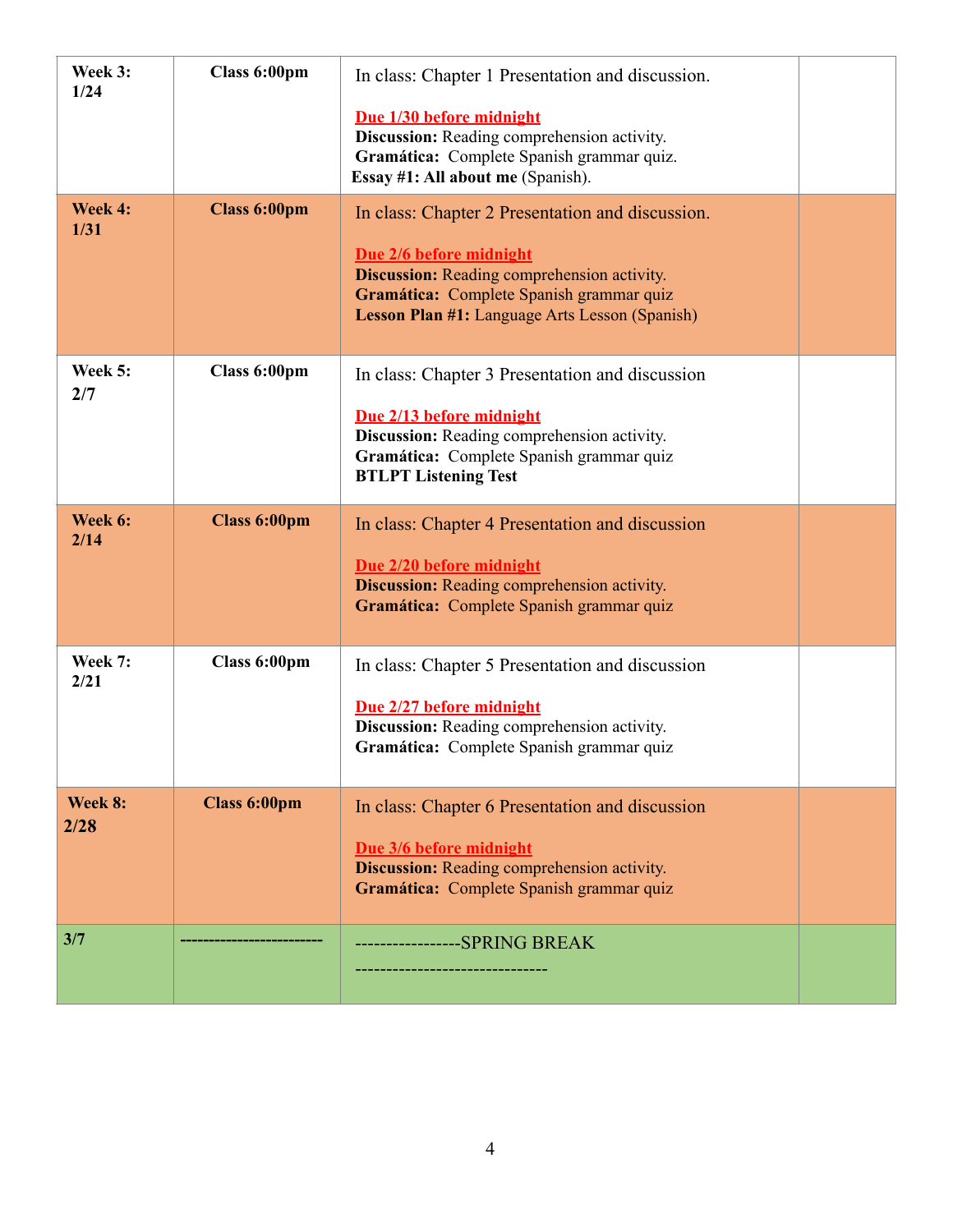| **Week 3: 1/24** | **Class 6:00pm** | In class: Chapter 1 Presentation and discussion.<br><br>**Due 1/30 before midnight**<br>**Discussion:** Reading comprehension activity.<br>**Gramática:** Complete Spanish grammar quiz.<br>**Essay #1: All about me** (Spanish). | |
|---|---|---|---|
| **Week 4: 1/31** | **Class 6:00pm** | In class: Chapter 2 Presentation and discussion.<br><br>**Due 2/6 before midnight**<br>**Discussion:** Reading comprehension activity.<br>**Gramática:** Complete Spanish grammar quiz<br>**Lesson Plan #1:** Language Arts Lesson (Spanish) | |
| **Week 5: 2/7** | **Class 6:00pm** | In class: Chapter 3 Presentation and discussion<br><br>**Due 2/13 before midnight**<br>**Discussion:** Reading comprehension activity.<br>**Gramática:** Complete Spanish grammar quiz<br>**BTLPT Listening Test** | |
| **Week 6: 2/14** | **Class 6:00pm** | In class: Chapter 4 Presentation and discussion<br><br>**Due 2/20 before midnight**<br>**Discussion:** Reading comprehension activity.<br>**Gramática:** Complete Spanish grammar quiz | |
| **Week 7: 2/21** | **Class 6:00pm** | In class: Chapter 5 Presentation and discussion<br><br>**Due 2/27 before midnight**<br>**Discussion:** Reading comprehension activity.<br>**Gramática:** Complete Spanish grammar quiz | |
| **Week 8: 2/28** | **Class 6:00pm** | In class: Chapter 6 Presentation and discussion<br><br>**Due 3/6 before midnight**<br>**Discussion:** Reading comprehension activity.<br>**Gramática:** Complete Spanish grammar quiz | |
| **3/7** | ------------------------ | ----------------SPRING BREAK<br>------------------------------ | |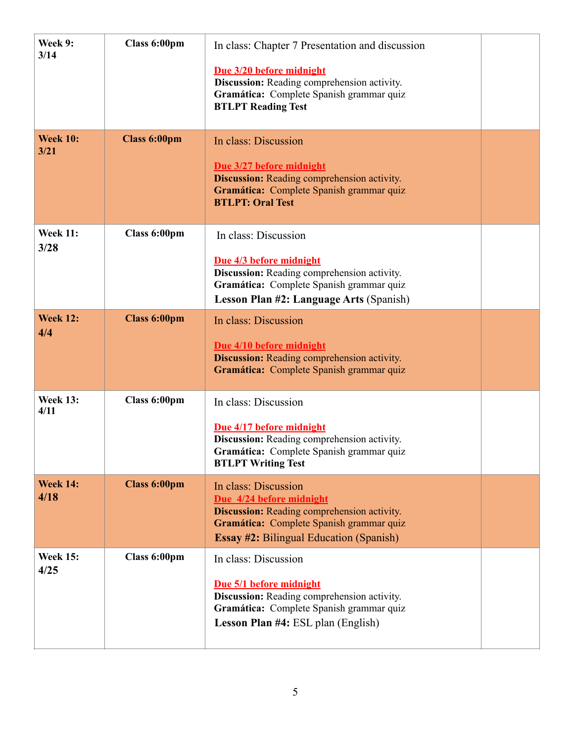| **Week 9: 3/14** | **Class 6:00pm** | In class: Chapter 7 Presentation and discussion<br><br>**Due 3/20 before midnight**<br>**Discussion:** Reading comprehension activity.<br>**Gramática:** Complete Spanish grammar quiz<br>**BTLPT Reading Test** | |
|---|---|---|---|
| **Week 10: 3/21** | **Class 6:00pm** | In class: Discussion<br><br>**Due 3/27 before midnight**<br>**Discussion:** Reading comprehension activity.<br>**Gramática:** Complete Spanish grammar quiz<br>**BTLPT: Oral Test** | |
| **Week 11: 3/28** | **Class 6:00pm** | In class: Discussion<br><br>**Due 4/3 before midnight**<br>**Discussion:** Reading comprehension activity.<br>**Gramática:** Complete Spanish grammar quiz<br>**Lesson Plan #2: Language Arts** (Spanish) | |
| **Week 12: 4/4** | **Class 6:00pm** | In class: Discussion<br><br>**Due 4/10 before midnight**<br>**Discussion:** Reading comprehension activity.<br>**Gramática:** Complete Spanish grammar quiz | |
| **Week 13: 4/11** | **Class 6:00pm** | In class: Discussion<br><br>**Due 4/17 before midnight**<br>**Discussion:** Reading comprehension activity.<br>**Gramática:** Complete Spanish grammar quiz<br>**BTLPT Writing Test** | |
| **Week 14: 4/18** | **Class 6:00pm** | In class: Discussion<br>**Due 4/24 before midnight**<br>**Discussion:** Reading comprehension activity.<br>**Gramática:** Complete Spanish grammar quiz<br>**Essay #2:** Bilingual Education (Spanish) | |
| **Week 15: 4/25** | **Class 6:00pm** | In class: Discussion<br><br>**Due 5/1 before midnight**<br>**Discussion:** Reading comprehension activity.<br>**Gramática:** Complete Spanish grammar quiz<br>**Lesson Plan #4:** ESL plan (English) | |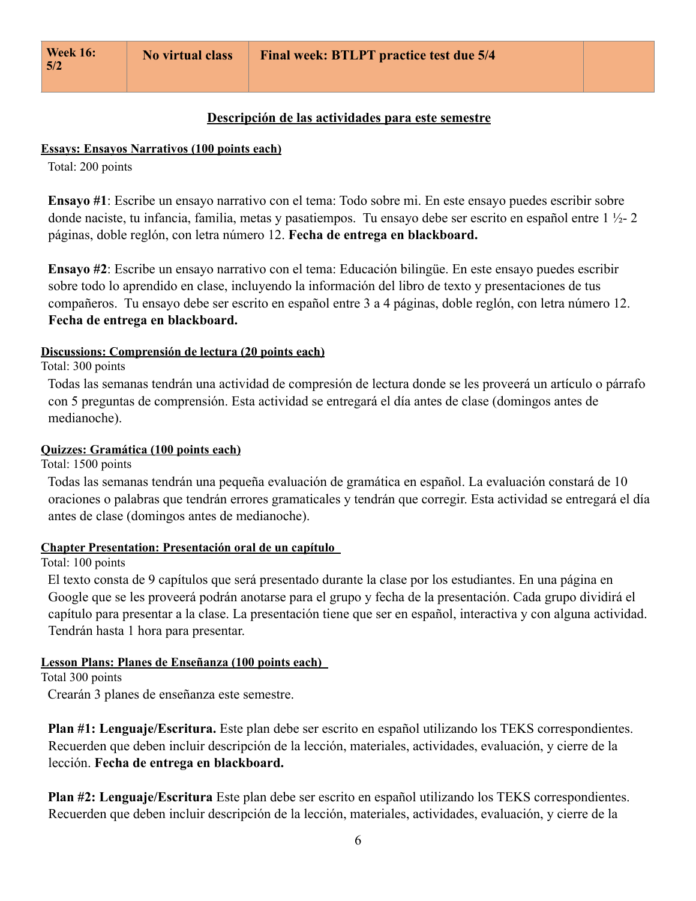| **Week 16: 5/2** | **No virtual class** | **Final week: BTLPT practice test due 5/4** | |
|---|---|---|---|

## Descripción de las actividades para este semestre

**Essays: Ensayos Narrativos (100 points each)**

Total: 200 points

**Ensayo #1**: Escribe un ensayo narrativo con el tema: Todo sobre mi. En este ensayo puedes escribir sobre donde naciste, tu infancia, familia, metas y pasatiempos. Tu ensayo debe ser escrito en español entre 1 ½- 2 páginas, doble reglón, con letra número 12. **Fecha de entrega en blackboard.**

**Ensayo #2**: Escribe un ensayo narrativo con el tema: Educación bilingüe. En este ensayo puedes escribir sobre todo lo aprendido en clase, incluyendo la información del libro de texto y presentaciones de tus compañeros. Tu ensayo debe ser escrito en español entre 3 a 4 páginas, doble reglón, con letra número 12. **Fecha de entrega en blackboard.**

**Discussions: Comprensión de lectura (20 points each)**

Total: 300 points

Todas las semanas tendrán una actividad de compresión de lectura donde se les proveerá un artículo o párrafo con 5 preguntas de comprensión. Esta actividad se entregará el día antes de clase (domingos antes de medianoche).

**Quizzes: Gramática (100 points each)**

Total: 1500 points

Todas las semanas tendrán una pequeña evaluación de gramática en español. La evaluación constará de 10 oraciones o palabras que tendrán errores gramaticales y tendrán que corregir. Esta actividad se entregará el día antes de clase (domingos antes de medianoche).

**Chapter Presentation: Presentación oral de un capítulo**

Total: 100 points

El texto consta de 9 capítulos que será presentado durante la clase por los estudiantes. En una página en Google que se les proveerá podrán anotarse para el grupo y fecha de la presentación. Cada grupo dividirá el capítulo para presentar a la clase. La presentación tiene que ser en español, interactiva y con alguna actividad. Tendrán hasta 1 hora para presentar.

**Lesson Plans: Planes de Enseñanza (100 points each)**

Total 300 points

Crearán 3 planes de enseñanza este semestre.

**Plan #1: Lenguaje/Escritura.** Este plan debe ser escrito en español utilizando los TEKS correspondientes. Recuerden que deben incluir descripción de la lección, materiales, actividades, evaluación, y cierre de la lección. **Fecha de entrega en blackboard.**

**Plan #2: Lenguaje/Escritura** Este plan debe ser escrito en español utilizando los TEKS correspondientes. Recuerden que deben incluir descripción de la lección, materiales, actividades, evaluación, y cierre de la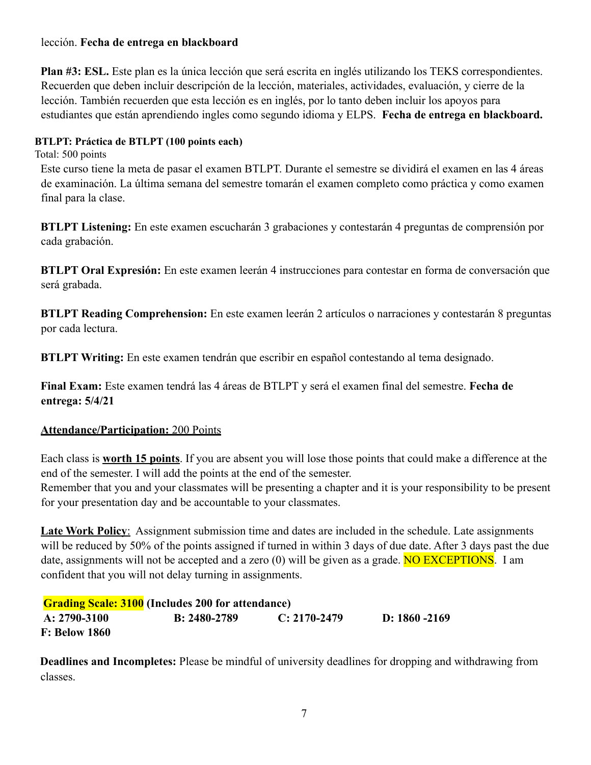lección. **Fecha de entrega en blackboard**

**Plan #3: ESL.** Este plan es la única lección que será escrita en inglés utilizando los TEKS correspondientes. Recuerden que deben incluir descripción de la lección, materiales, actividades, evaluación, y cierre de la lección. También recuerden que esta lección es en inglés, por lo tanto deben incluir los apoyos para estudiantes que están aprendiendo ingles como segundo idioma y ELPS. **Fecha de entrega en blackboard.**

**BTLPT: Práctica de BTLPT (100 points each)**
Total: 500 points

Este curso tiene la meta de pasar el examen BTLPT. Durante el semestre se dividirá el examen en las 4 áreas de examinación. La última semana del semestre tomarán el examen completo como práctica y como examen final para la clase.

**BTLPT Listening:** En este examen escucharán 3 grabaciones y contestarán 4 preguntas de comprensión por cada grabación.

**BTLPT Oral Expresión:** En este examen leerán 4 instrucciones para contestar en forma de conversación que será grabada.

**BTLPT Reading Comprehension:** En este examen leerán 2 artículos o narraciones y contestarán 8 preguntas por cada lectura.

**BTLPT Writing:** En este examen tendrán que escribir en español contestando al tema designado.

**Final Exam:** Este examen tendrá las 4 áreas de BTLPT y será el examen final del semestre. **Fecha de entrega: 5/4/21**

<u>**Attendance/Participation:**</u> <u>200 Points</u>

Each class is <u>**worth 15 points**</u>. If you are absent you will lose those points that could make a difference at the end of the semester. I will add the points at the end of the semester.
Remember that you and your classmates will be presenting a chapter and it is your responsibility to be present for your presentation day and be accountable to your classmates.

<u>**Late Work Policy**</u>: Assignment submission time and dates are included in the schedule. Late assignments will be reduced by 50% of the points assigned if turned in within 3 days of due date. After 3 days past the due date, assignments will not be accepted and a zero (0) will be given as a grade. NO EXCEPTIONS. I am confident that you will not delay turning in assignments.

**Grading Scale: 3100 (Includes 200 for attendance)**

| A: 2790-3100 | B: 2480-2789 | C: 2170-2479 | D: 1860 -2169 |
|---|---|---|---|
| F: Below 1860 | | | |

**Deadlines and Incompletes:** Please be mindful of university deadlines for dropping and withdrawing from classes.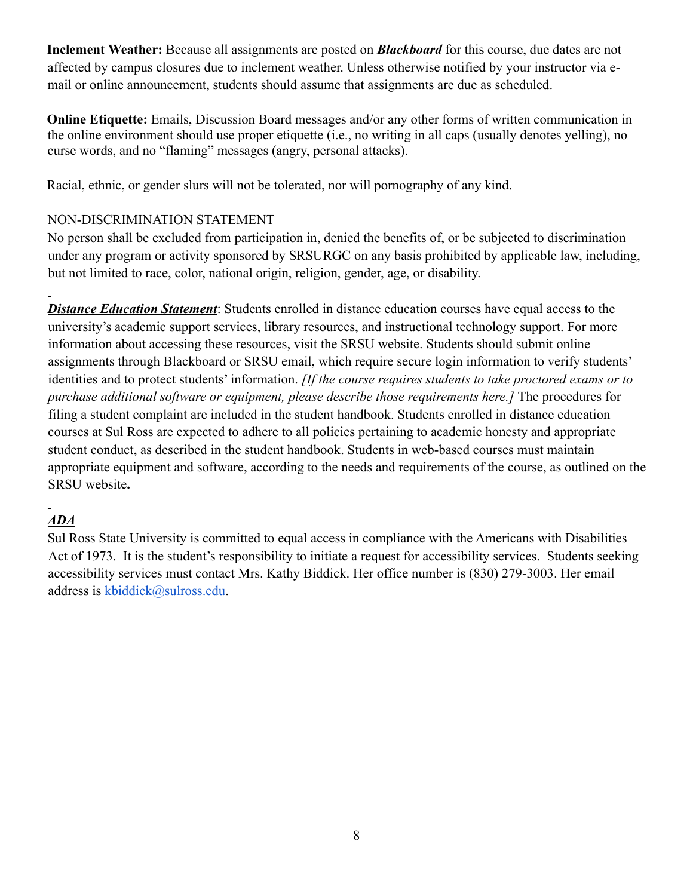**Inclement Weather:** Because all assignments are posted on ***Blackboard*** for this course, due dates are not affected by campus closures due to inclement weather. Unless otherwise notified by your instructor via e-mail or online announcement, students should assume that assignments are due as scheduled.

**Online Etiquette:** Emails, Discussion Board messages and/or any other forms of written communication in the online environment should use proper etiquette (i.e., no writing in all caps (usually denotes yelling), no curse words, and no "flaming" messages (angry, personal attacks).

Racial, ethnic, or gender slurs will not be tolerated, nor will pornography of any kind.

NON-DISCRIMINATION STATEMENT

No person shall be excluded from participation in, denied the benefits of, or be subjected to discrimination under any program or activity sponsored by SRSURGC on any basis prohibited by applicable law, including, but not limited to race, color, national origin, religion, gender, age, or disability.

***Distance Education Statement***: Students enrolled in distance education courses have equal access to the university's academic support services, library resources, and instructional technology support. For more information about accessing these resources, visit the SRSU website. Students should submit online assignments through Blackboard or SRSU email, which require secure login information to verify students' identities and to protect students' information. *[If the course requires students to take proctored exams or to purchase additional software or equipment, please describe those requirements here.]* The procedures for filing a student complaint are included in the student handbook. Students enrolled in distance education courses at Sul Ross are expected to adhere to all policies pertaining to academic honesty and appropriate student conduct, as described in the student handbook. Students in web-based courses must maintain appropriate equipment and software, according to the needs and requirements of the course, as outlined on the SRSU website**.**

***ADA***

Sul Ross State University is committed to equal access in compliance with the Americans with Disabilities Act of 1973. It is the student's responsibility to initiate a request for accessibility services. Students seeking accessibility services must contact Mrs. Kathy Biddick. Her office number is (830) 279-3003. Her email address is kbiddick@sulross.edu.